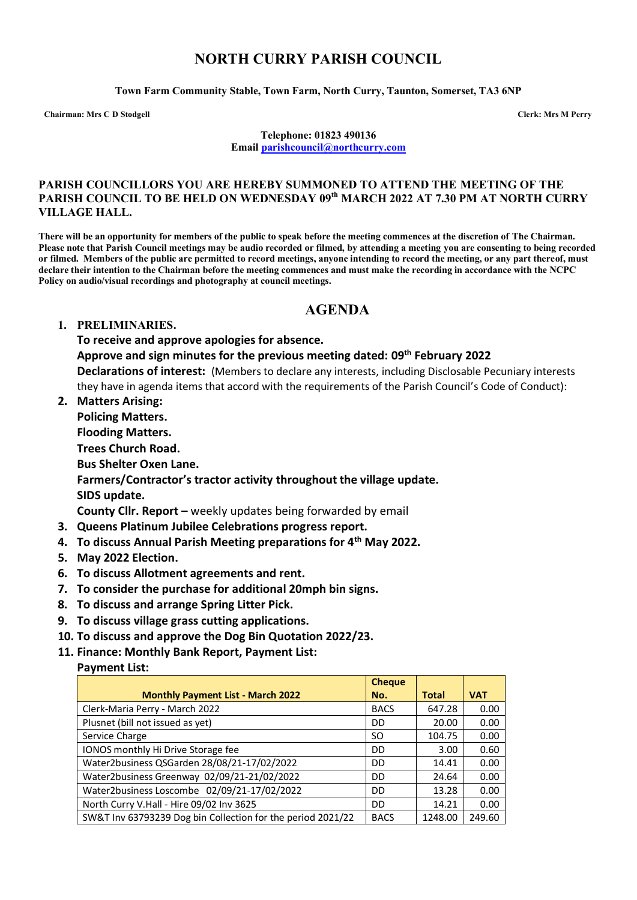# NORTH CURRY PARISH COUNCIL

**Town Farm Community Stable, Town Farm, North Curry, Taunton, Somerset, TA3 6NP**

**Chairman: Mrs C D Stodgell** **Clerk: Mrs M Perry**

**Telephone: 01823 490136**
**Email parishcouncil@northcurry.com**

**PARISH COUNCILLORS YOU ARE HEREBY SUMMONED TO ATTEND THE MEETING OF THE PARISH COUNCIL TO BE HELD ON WEDNESDAY 09th MARCH 2022 AT 7.30 PM AT NORTH CURRY VILLAGE HALL.**

**There will be an opportunity for members of the public to speak before the meeting commences at the discretion of The Chairman. Please note that Parish Council meetings may be audio recorded or filmed, by attending a meeting you are consenting to being recorded or filmed. Members of the public are permitted to record meetings, anyone intending to record the meeting, or any part thereof, must declare their intention to the Chairman before the meeting commences and must make the recording in accordance with the NCPC Policy on audio/visual recordings and photography at council meetings.**

## AGENDA

1. **PRELIMINARIES.**
   **To receive and approve apologies for absence.**
   **Approve and sign minutes for the previous meeting dated: 09th February 2022**
   **Declarations of interest:** (Members to declare any interests, including Disclosable Pecuniary interests they have in agenda items that accord with the requirements of the Parish Council's Code of Conduct):
2. **Matters Arising:**
   **Policing Matters.**
   **Flooding Matters.**
   **Trees Church Road.**
   **Bus Shelter Oxen Lane.**
   **Farmers/Contractor's tractor activity throughout the village update.**
   **SIDS update.**
   **County Cllr. Report –** weekly updates being forwarded by email
3. **Queens Platinum Jubilee Celebrations progress report.**
4. **To discuss Annual Parish Meeting preparations for 4th May 2022.**
5. **May 2022 Election.**
6. **To discuss Allotment agreements and rent.**
7. **To consider the purchase for additional 20mph bin signs.**
8. **To discuss and arrange Spring Litter Pick.**
9. **To discuss village grass cutting applications.**
10. **To discuss and approve the Dog Bin Quotation 2022/23.**
11. **Finance: Monthly Bank Report, Payment List:**

**Payment List:**

| Monthly Payment List - March 2022 | Cheque No. | Total | VAT |
|---|---|---|---|
| Clerk-Maria Perry - March 2022 | BACS | 647.28 | 0.00 |
| Plusnet (bill not issued as yet) | DD | 20.00 | 0.00 |
| Service Charge | SO | 104.75 | 0.00 |
| IONOS monthly Hi Drive Storage fee | DD | 3.00 | 0.60 |
| Water2business QSGarden 28/08/21-17/02/2022 | DD | 14.41 | 0.00 |
| Water2business Greenway 02/09/21-21/02/2022 | DD | 24.64 | 0.00 |
| Water2business Loscombe 02/09/21-17/02/2022 | DD | 13.28 | 0.00 |
| North Curry V.Hall - Hire 09/02 Inv 3625 | DD | 14.21 | 0.00 |
| SW&T Inv 63793239 Dog bin Collection for the period 2021/22 | BACS | 1248.00 | 249.60 |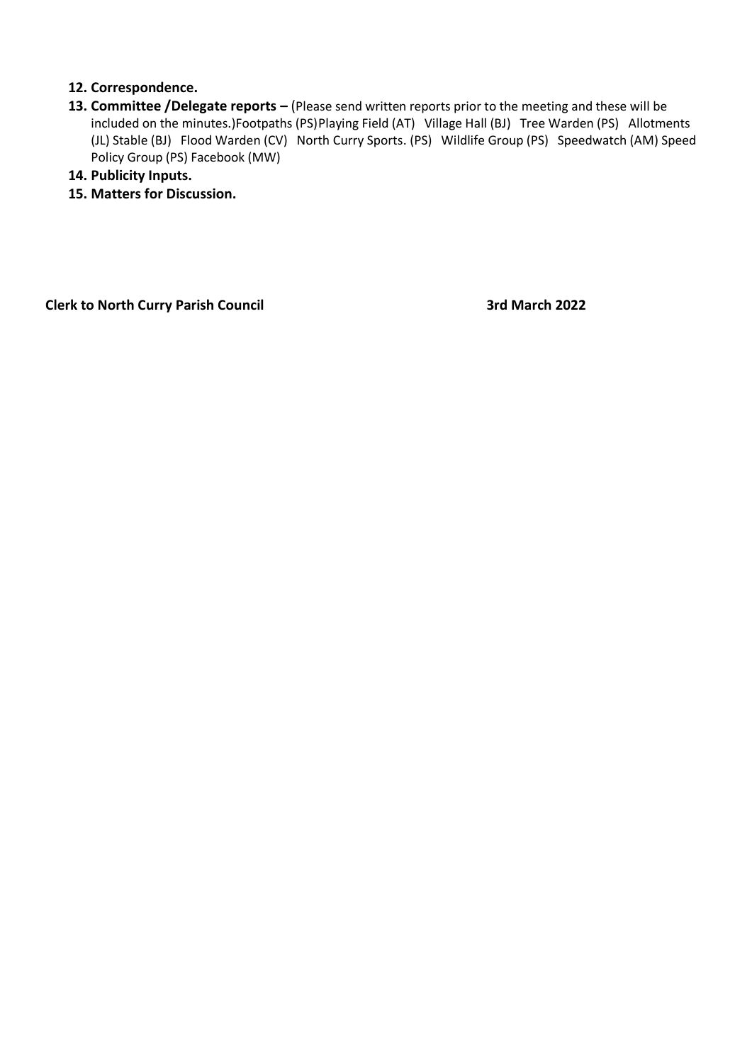12. **Correspondence.**
13. **Committee /Delegate reports –** (Please send written reports prior to the meeting and these will be included on the minutes.)Footpaths (PS)Playing Field (AT) Village Hall (BJ) Tree Warden (PS) Allotments (JL) Stable (BJ) Flood Warden (CV) North Curry Sports. (PS) Wildlife Group (PS) Speedwatch (AM) Speed Policy Group (PS) Facebook (MW)
14. **Publicity Inputs.**
15. **Matters for Discussion.**

**Clerk to North Curry Parish Council** **3rd March 2022**